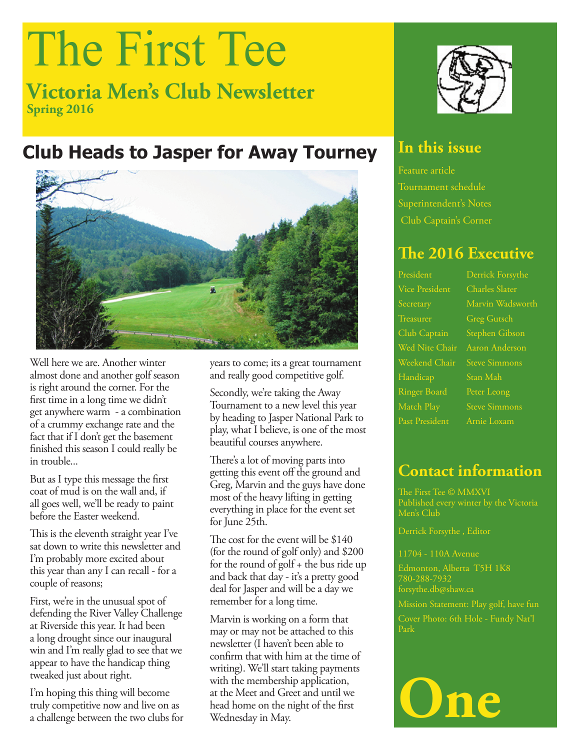# The First Tee

## Victoria Men's Club Newsletter

**Spring 2016**

## Club Heads to Jasper for Away Tourney

Well here we are. Another winter almost done and another golf season is right around the corner. For the first time in a long time we didn't get anywhere warm - a combination of a crummy exchange rate and the fact that if I don't get the basement finished this season I could really be in trouble...

But as I type this message the first coat of mud is on the wall and, if all goes well, we'll be ready to paint before the Easter weekend.

This is the eleventh straight year I've sat down to write this newsletter and I'm probably more excited about this year than any I can recall - for a couple of reasons;

First, we're in the unusual spot of defending the River Valley Challenge at Riverside this year. It had been a long drought since our inaugural win and I'm really glad to see that we appear to have the handicap thing tweaked just about right.

I'm hoping this thing will become truly competitive now and live on as a challenge between the two clubs for years to come; its a great tournament and really good competitive golf.

Secondly, we're taking the Away Tournament to a new level this year by heading to Jasper National Park to play, what I believe, is one of the most beautiful courses anywhere.

There's a lot of moving parts into getting this event off the ground and Greg, Marvin and the guys have done most of the heavy lifting in getting everything in place for the event set for June 25th.

The cost for the event will be $140 (for the round of golf only) and $200 for the round of golf + the bus ride up and back that day - it's a pretty good deal for Jasper and will be a day we remember for a long time.

Marvin is working on a form that may or may not be attached to this newsletter (I haven't been able to confirm that with him at the time of writing). We'll start taking payments with the membership application, at the Meet and Greet and until we head home on the night of the first Wednesday in May.

## In this issue

- Feature article
- Tournament schedule
- Superintendent's Notes
- Club Captain's Corner

## The 2016 Executive

| | |
|---|---|
| President | Derrick Forsythe |
| Vice President | Charles Slater |
| Secretary | Marvin Wadsworth |
| Treasurer | Greg Gutsch |
| Club Captain | Stephen Gibson |
| Wed Nite Chair | Aaron Anderson |
| Weekend Chair | Steve Simmons |
| Handicap | Stan Mah |
| Ringer Board | Peter Leong |
| Match Play | Steve Simmons |
| Past President | Arnie Loxam |

## Contact information

The First Tee © MMXVI
Published every winter by the Victoria Men's Club

Derrick Forsythe , Editor

11704 - 110A Avenue
Edmonton, Alberta T5H 1K8
780-288-7932
forsythe.db@shaw.ca

Mission Statement: Play golf, have fun

Cover Photo: 6th Hole - Fundy Nat'l Park

**One**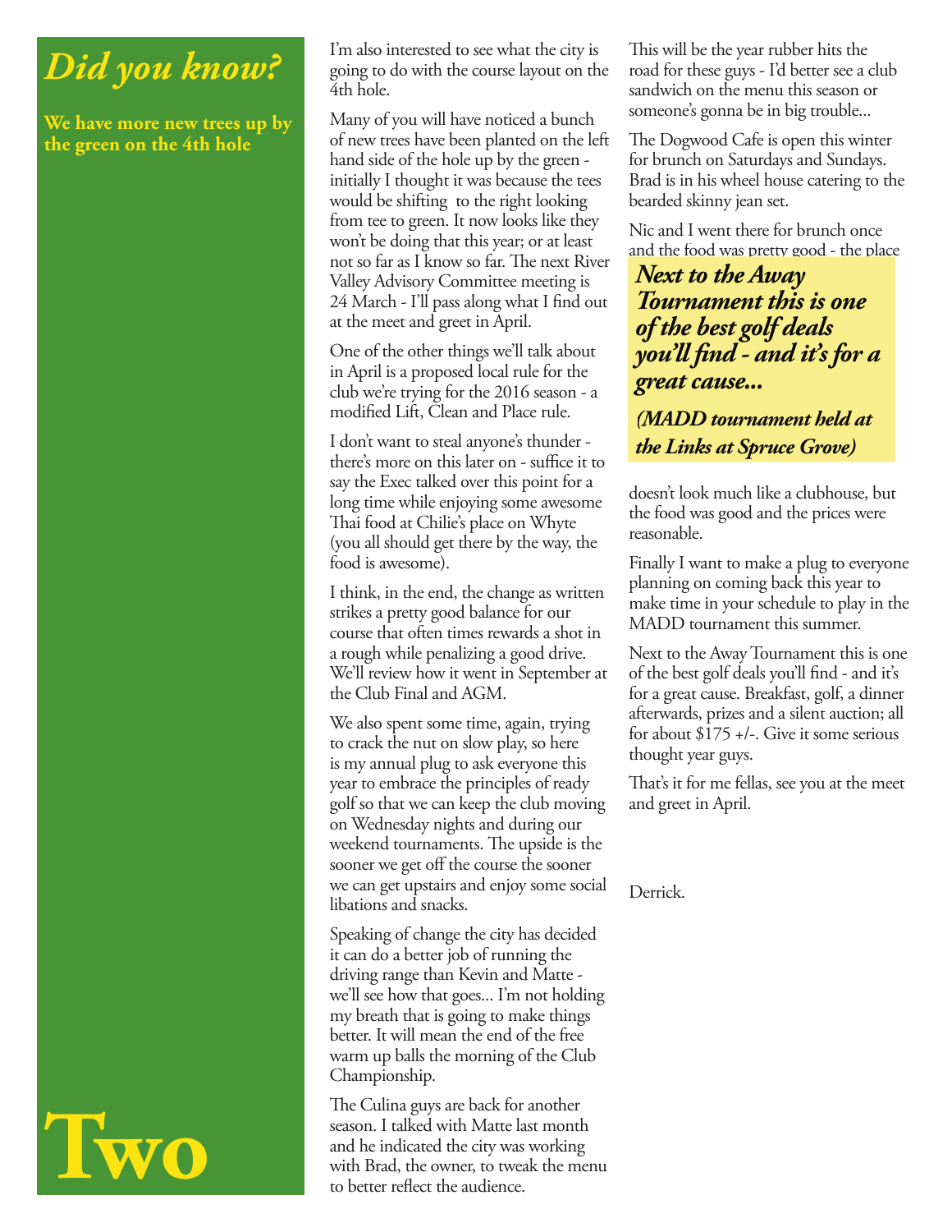## *Did you know?*

**We have more new trees up by the green on the 4th hole**

**Two**

I'm also interested to see what the city is going to do with the course layout on the 4th hole.

Many of you will have noticed a bunch of new trees have been planted on the left hand side of the hole up by the green - initially I thought it was because the tees would be shifting to the right looking from tee to green. It now looks like they won't be doing that this year; or at least not so far as I know so far. The next River Valley Advisory Committee meeting is 24 March - I'll pass along what I find out at the meet and greet in April.

One of the other things we'll talk about in April is a proposed local rule for the club we're trying for the 2016 season - a modified Lift, Clean and Place rule.

I don't want to steal anyone's thunder - there's more on this later on - suffice it to say the Exec talked over this point for a long time while enjoying some awesome Thai food at Chilie's place on Whyte (you all should get there by the way, the food is awesome).

I think, in the end, the change as written strikes a pretty good balance for our course that often times rewards a shot in a rough while penalizing a good drive. We'll review how it went in September at the Club Final and AGM.

We also spent some time, again, trying to crack the nut on slow play, so here is my annual plug to ask everyone this year to embrace the principles of ready golf so that we can keep the club moving on Wednesday nights and during our weekend tournaments. The upside is the sooner we get off the course the sooner we can get upstairs and enjoy some social libations and snacks.

Speaking of change the city has decided it can do a better job of running the driving range than Kevin and Matte - we'll see how that goes... I'm not holding my breath that is going to make things better. It will mean the end of the free warm up balls the morning of the Club Championship.

The Culina guys are back for another season. I talked with Matte last month and he indicated the city was working with Brad, the owner, to tweak the menu to better reflect the audience.

This will be the year rubber hits the road for these guys - I'd better see a club sandwich on the menu this season or someone's gonna be in big trouble...

The Dogwood Cafe is open this winter for brunch on Saturdays and Sundays. Brad is in his wheel house catering to the bearded skinny jean set.

Nic and I went there for brunch once and the food was pretty good - the place doesn't look much like a clubhouse, but the food was good and the prices were reasonable.

> ***Next to the Away Tournament this is one of the best golf deals you'll find - and it's for a great cause...***
>
> ***(MADD tournament held at the Links at Spruce Grove)***

Finally I want to make a plug to everyone planning on coming back this year to make time in your schedule to play in the MADD tournament this summer.

Next to the Away Tournament this is one of the best golf deals you'll find - and it's for a great cause. Breakfast, golf, a dinner afterwards, prizes and a silent auction; all for about $175 +/-. Give it some serious thought year guys.

That's it for me fellas, see you at the meet and greet in April.

Derrick.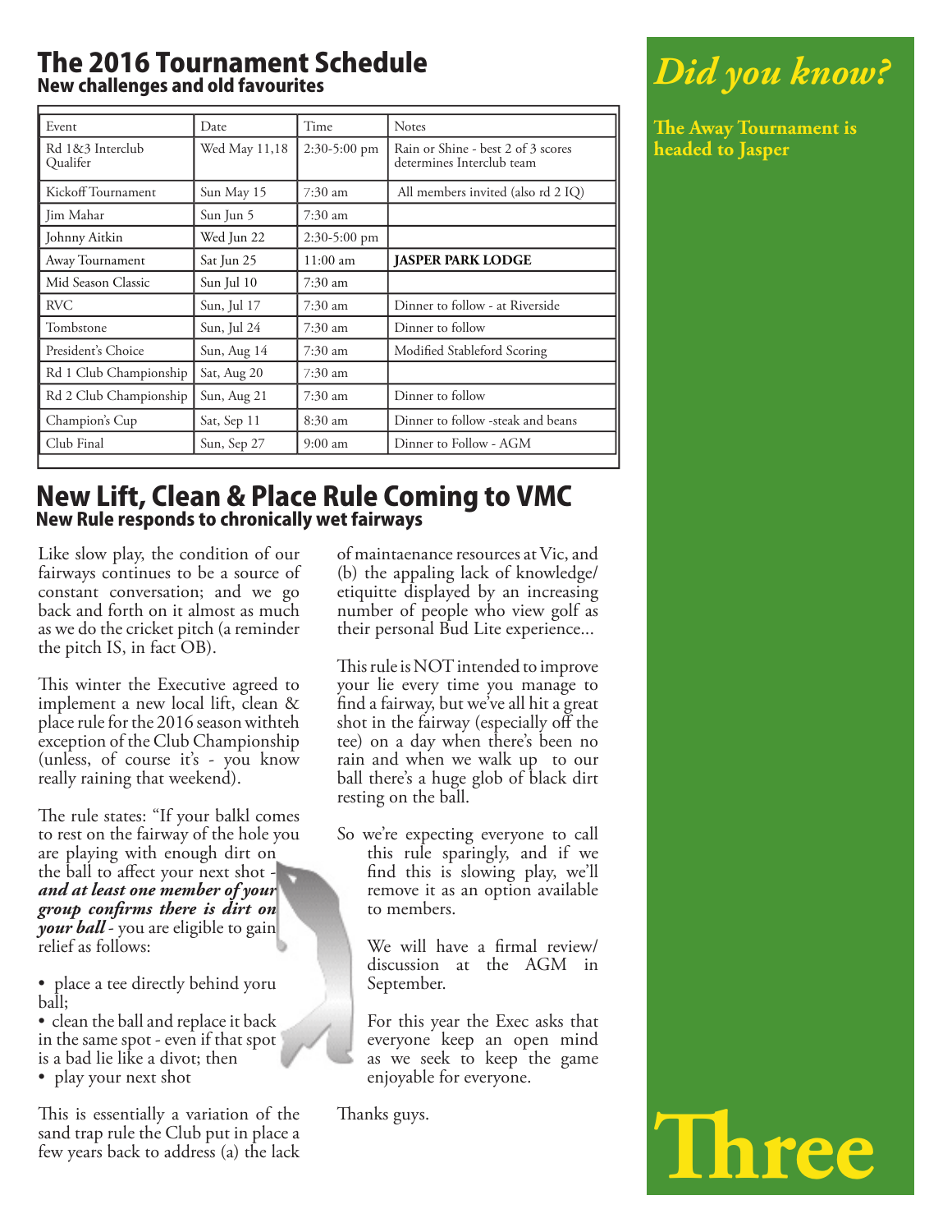# The 2016 Tournament Schedule

## New challenges and old favourites

| Event | Date | Time | Notes |
|---|---|---|---|
| Rd 1&3 Interclub Qualifer | Wed May 11,18 | 2:30-5:00 pm | Rain or Shine - best 2 of 3 scores determines Interclub team |
| Kickoff Tournament | Sun May 15 | 7:30 am | All members invited (also rd 2 IQ) |
| Jim Mahar | Sun Jun 5 | 7:30 am | |
| Johnny Aitkin | Wed Jun 22 | 2:30-5:00 pm | |
| Away Tournament | Sat Jun 25 | 11:00 am | **JASPER PARK LODGE** |
| Mid Season Classic | Sun Jul 10 | 7:30 am | |
| RVC | Sun, Jul 17 | 7:30 am | Dinner to follow - at Riverside |
| Tombstone | Sun, Jul 24 | 7:30 am | Dinner to follow |
| President's Choice | Sun, Aug 14 | 7:30 am | Modified Stableford Scoring |
| Rd 1 Club Championship | Sat, Aug 20 | 7:30 am | |
| Rd 2 Club Championship | Sun, Aug 21 | 7:30 am | Dinner to follow |
| Champion's Cup | Sat, Sep 11 | 8:30 am | Dinner to follow -steak and beans |
| Club Final | Sun, Sep 27 | 9:00 am | Dinner to Follow - AGM |

# New Lift, Clean & Place Rule Coming to VMC

## New Rule responds to chronically wet fairways

Like slow play, the condition of our fairways continues to be a source of constant conversation; and we go back and forth on it almost as much as we do the cricket pitch (a reminder the pitch IS, in fact OB).

This winter the Executive agreed to implement a new local lift, clean & place rule for the 2016 season withteh exception of the Club Championship (unless, of course it's - you know really raining that weekend).

The rule states: "If your balkl comes to rest on the fairway of the hole you are playing with enough dirt on the ball to affect your next shot - ***and at least one member of your group confirms there is dirt on your ball*** - you are eligible to gain relief as follows:

- place a tee directly behind yoru ball;
- clean the ball and replace it back in the same spot - even if that spot is a bad lie like a divot; then
- play your next shot

This is essentially a variation of the sand trap rule the Club put in place a few years back to address (a) the lack of maintaenance resources at Vic, and (b) the appaling lack of knowledge/ etiquitte displayed by an increasing number of people who view golf as their personal Bud Lite experience...

This rule is NOT intended to improve your lie every time you manage to find a fairway, but we've all hit a great shot in the fairway (especially off the tee) on a day when there's been no rain and when we walk up to our ball there's a huge glob of black dirt resting on the ball.

So we're expecting everyone to call this rule sparingly, and if we find this is slowing play, we'll remove it as an option available to members.

We will have a firmal review/ discussion at the AGM in September.

For this year the Exec asks that everyone keep an open mind as we seek to keep the game enjoyable for everyone.

Thanks guys.

## *Did you know?*

**The Away Tournament is headed to Jasper**

# Three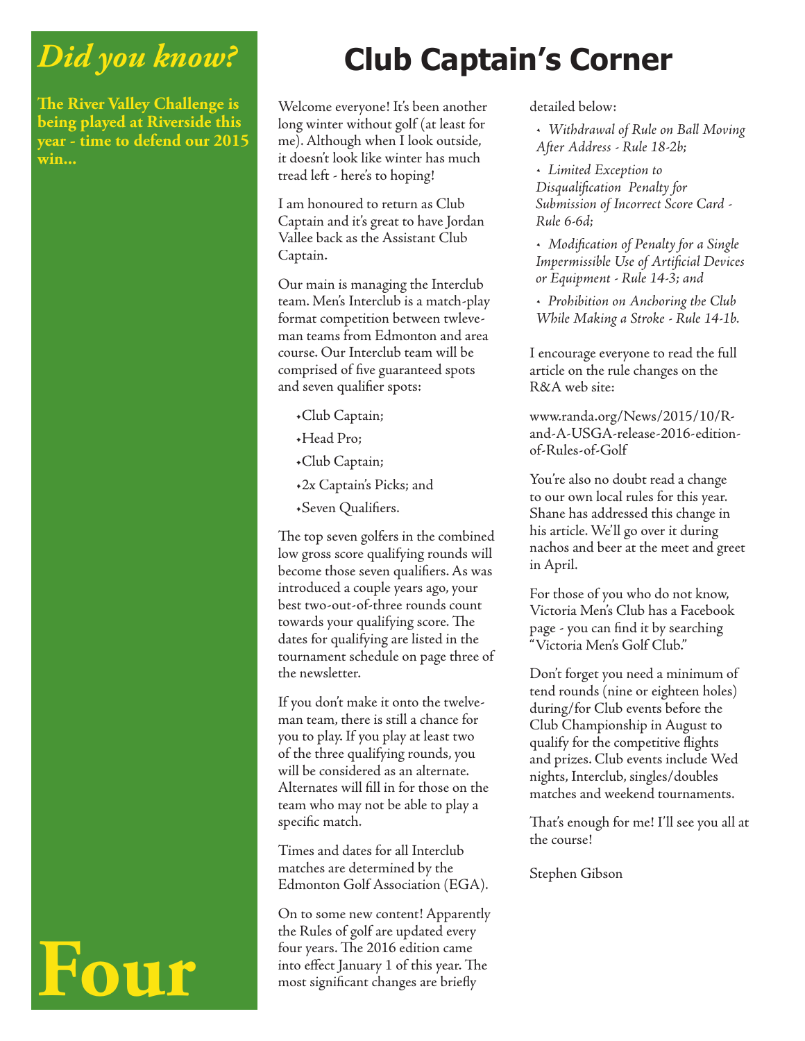## Did you know?

**The River Valley Challenge is being played at Riverside this year - time to defend our 2015 win...**

# Club Captain's Corner

Welcome everyone! It's been another long winter without golf (at least for me). Although when I look outside, it doesn't look like winter has much tread left - here's to hoping!

I am honoured to return as Club Captain and it's great to have Jordan Vallee back as the Assistant Club Captain.

Our main is managing the Interclub team. Men's Interclub is a match-play format competition between twleve-man teams from Edmonton and area course. Our Interclub team will be comprised of five guaranteed spots and seven qualifier spots:

- Club Captain;
- Head Pro;
- Club Captain;
- 2x Captain's Picks; and
- Seven Qualifiers.

The top seven golfers in the combined low gross score qualifying rounds will become those seven qualifiers. As was introduced a couple years ago, your best two-out-of-three rounds count towards your qualifying score. The dates for qualifying are listed in the tournament schedule on page three of the newsletter.

If you don't make it onto the twelve-man team, there is still a chance for you to play. If you play at least two of the three qualifying rounds, you will be considered as an alternate. Alternates will fill in for those on the team who may not be able to play a specific match.

Times and dates for all Interclub matches are determined by the Edmonton Golf Association (EGA).

On to some new content! Apparently the Rules of golf are updated every four years. The 2016 edition came into effect January 1 of this year. The most significant changes are briefly detailed below:

- *Withdrawal of Rule on Ball Moving After Address - Rule 18-2b;*
- *Limited Exception to Disqualification Penalty for Submission of Incorrect Score Card - Rule 6-6d;*
- *Modification of Penalty for a Single Impermissible Use of Artificial Devices or Equipment - Rule 14-3; and*
- *Prohibition on Anchoring the Club While Making a Stroke - Rule 14-1b.*

I encourage everyone to read the full article on the rule changes on the R&A web site:

www.randa.org/News/2015/10/R-and-A-USGA-release-2016-edition-of-Rules-of-Golf

You're also no doubt read a change to our own local rules for this year. Shane has addressed this change in his article. We'll go over it during nachos and beer at the meet and greet in April.

For those of you who do not know, Victoria Men's Club has a Facebook page - you can find it by searching "Victoria Men's Golf Club."

Don't forget you need a minimum of tend rounds (nine or eighteen holes) during/for Club events before the Club Championship in August to qualify for the competitive flights and prizes. Club events include Wed nights, Interclub, singles/doubles matches and weekend tournaments.

That's enough for me! I'll see you all at the course!

Stephen Gibson